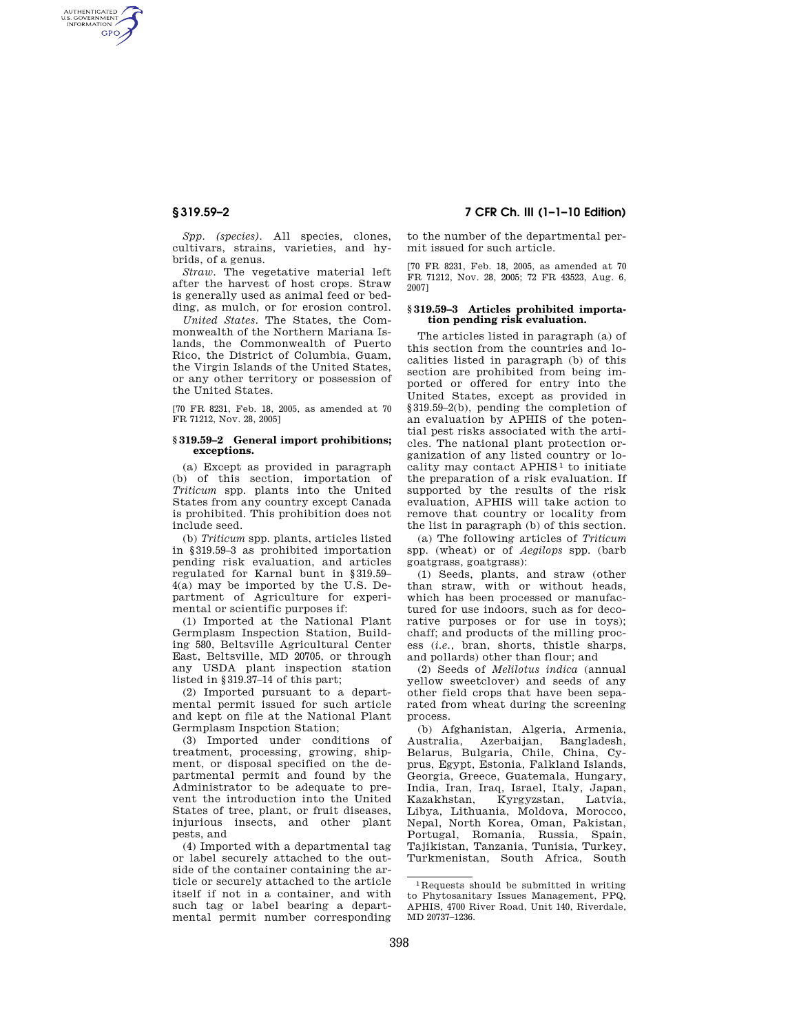*Spp. (species).* All species, clones, cultivars, strains, varieties, and hybrids, of a genus.

*Straw.* The vegetative material left after the harvest of host crops. Straw is generally used as animal feed or bedding, as mulch, or for erosion control.

*United States.* The States, the Commonwealth of the Northern Mariana Islands, the Commonwealth of Puerto Rico, the District of Columbia, Guam, the Virgin Islands of the United States, or any other territory or possession of the United States.

[70 FR 8231, Feb. 18, 2005, as amended at 70 FR 71212, Nov. 28, 2005]

### § 319.59–2 General import prohibitions; exceptions.

(a) Except as provided in paragraph (b) of this section, importation of *Triticum* spp. plants into the United States from any country except Canada is prohibited. This prohibition does not include seed.

(b) *Triticum* spp. plants, articles listed in § 319.59–3 as prohibited importation pending risk evaluation, and articles regulated for Karnal bunt in § 319.59–4(a) may be imported by the U.S. Department of Agriculture for experimental or scientific purposes if:

(1) Imported at the National Plant Germplasm Inspection Station, Building 580, Beltsville Agricultural Center East, Beltsville, MD 20705, or through any USDA plant inspection station listed in § 319.37–14 of this part;

(2) Imported pursuant to a departmental permit issued for such article and kept on file at the National Plant Germplasm Inspction Station;

(3) Imported under conditions of treatment, processing, growing, shipment, or disposal specified on the departmental permit and found by the Administrator to be adequate to prevent the introduction into the United States of tree, plant, or fruit diseases, injurious insects, and other plant pests, and

(4) Imported with a departmental tag or label securely attached to the outside of the container containing the article or securely attached to the article itself if not in a container, and with such tag or label bearing a departmental permit number corresponding to the number of the departmental permit issued for such article.

[70 FR 8231, Feb. 18, 2005, as amended at 70 FR 71212, Nov. 28, 2005; 72 FR 43523, Aug. 6, 2007]

### § 319.59–3 Articles prohibited importation pending risk evaluation.

The articles listed in paragraph (a) of this section from the countries and localities listed in paragraph (b) of this section are prohibited from being imported or offered for entry into the United States, except as provided in § 319.59–2(b), pending the completion of an evaluation by APHIS of the potential pest risks associated with the articles. The national plant protection organization of any listed country or locality may contact APHIS[1] to initiate the preparation of a risk evaluation. If supported by the results of the risk evaluation, APHIS will take action to remove that country or locality from the list in paragraph (b) of this section.

(a) The following articles of *Triticum* spp. (wheat) or of *Aegilops* spp. (barb goatgrass, goatgrass):

(1) Seeds, plants, and straw (other than straw, with or without heads, which has been processed or manufactured for use indoors, such as for decorative purposes or for use in toys); chaff; and products of the milling process (*i.e.*, bran, shorts, thistle sharps, and pollards) other than flour; and

(2) Seeds of *Melilotus indica* (annual yellow sweetclover) and seeds of any other field crops that have been separated from wheat during the screening process.

(b) Afghanistan, Algeria, Armenia, Australia, Azerbaijan, Bangladesh, Belarus, Bulgaria, Chile, China, Cyprus, Egypt, Estonia, Falkland Islands, Georgia, Greece, Guatemala, Hungary, India, Iran, Iraq, Israel, Italy, Japan, Kazakhstan, Kyrgyzstan, Latvia, Libya, Lithuania, Moldova, Morocco, Nepal, North Korea, Oman, Pakistan, Portugal, Romania, Russia, Spain, Tajikistan, Tanzania, Tunisia, Turkey, Turkmenistan, South Africa, South

[1] Requests should be submitted in writing to Phytosanitary Issues Management, PPQ, APHIS, 4700 River Road, Unit 140, Riverdale, MD 20737–1236.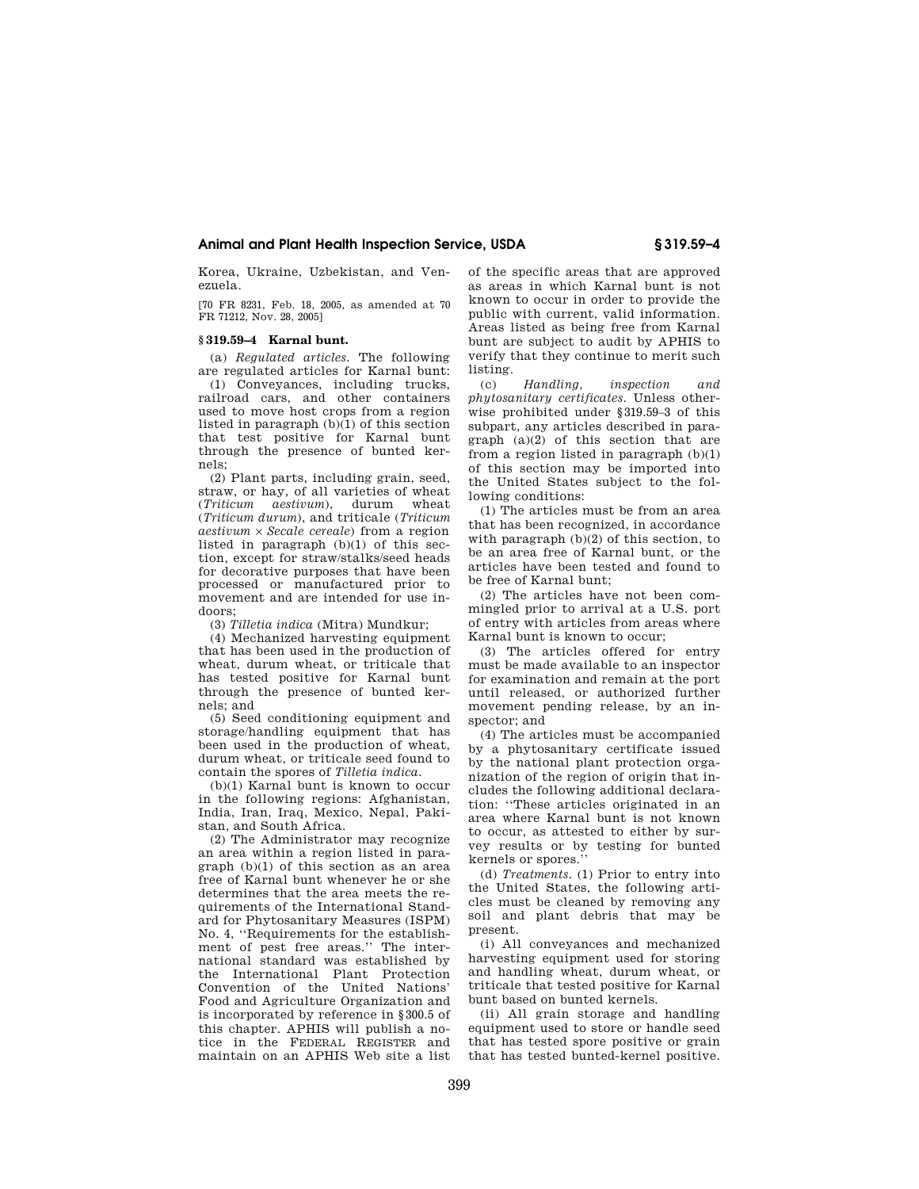Korea, Ukraine, Uzbekistan, and Venezuela.

[70 FR 8231, Feb. 18, 2005, as amended at 70 FR 71212, Nov. 28, 2005]

## § 319.59–4 Karnal bunt.

(a) *Regulated articles.* The following are regulated articles for Karnal bunt:

(1) Conveyances, including trucks, railroad cars, and other containers used to move host crops from a region listed in paragraph (b)(1) of this section that test positive for Karnal bunt through the presence of bunted kernels;

(2) Plant parts, including grain, seed, straw, or hay, of all varieties of wheat (*Triticum aestivum*), durum wheat (*Triticum durum*), and triticale (*Triticum aestivum* × *Secale cereale*) from a region listed in paragraph (b)(1) of this section, except for straw/stalks/seed heads for decorative purposes that have been processed or manufactured prior to movement and are intended for use indoors;

(3) *Tilletia indica* (Mitra) Mundkur;

(4) Mechanized harvesting equipment that has been used in the production of wheat, durum wheat, or triticale that has tested positive for Karnal bunt through the presence of bunted kernels; and

(5) Seed conditioning equipment and storage/handling equipment that has been used in the production of wheat, durum wheat, or triticale seed found to contain the spores of *Tilletia indica*.

(b)(1) Karnal bunt is known to occur in the following regions: Afghanistan, India, Iran, Iraq, Mexico, Nepal, Pakistan, and South Africa.

(2) The Administrator may recognize an area within a region listed in paragraph (b)(1) of this section as an area free of Karnal bunt whenever he or she determines that the area meets the requirements of the International Standard for Phytosanitary Measures (ISPM) No. 4, "Requirements for the establishment of pest free areas." The international standard was established by the International Plant Protection Convention of the United Nations' Food and Agriculture Organization and is incorporated by reference in §300.5 of this chapter. APHIS will publish a notice in the FEDERAL REGISTER and maintain on an APHIS Web site a list of the specific areas that are approved as areas in which Karnal bunt is not known to occur in order to provide the public with current, valid information. Areas listed as being free from Karnal bunt are subject to audit by APHIS to verify that they continue to merit such listing.

(c) *Handling, inspection and phytosanitary certificates.* Unless otherwise prohibited under §319.59–3 of this subpart, any articles described in paragraph (a)(2) of this section that are from a region listed in paragraph (b)(1) of this section may be imported into the United States subject to the following conditions:

(1) The articles must be from an area that has been recognized, in accordance with paragraph (b)(2) of this section, to be an area free of Karnal bunt, or the articles have been tested and found to be free of Karnal bunt;

(2) The articles have not been commingled prior to arrival at a U.S. port of entry with articles from areas where Karnal bunt is known to occur;

(3) The articles offered for entry must be made available to an inspector for examination and remain at the port until released, or authorized further movement pending release, by an inspector; and

(4) The articles must be accompanied by a phytosanitary certificate issued by the national plant protection organization of the region of origin that includes the following additional declaration: "These articles originated in an area where Karnal bunt is not known to occur, as attested to either by survey results or by testing for bunted kernels or spores."

(d) *Treatments.* (1) Prior to entry into the United States, the following articles must be cleaned by removing any soil and plant debris that may be present.

(i) All conveyances and mechanized harvesting equipment used for storing and handling wheat, durum wheat, or triticale that tested positive for Karnal bunt based on bunted kernels.

(ii) All grain storage and handling equipment used to store or handle seed that has tested spore positive or grain that has tested bunted-kernel positive.